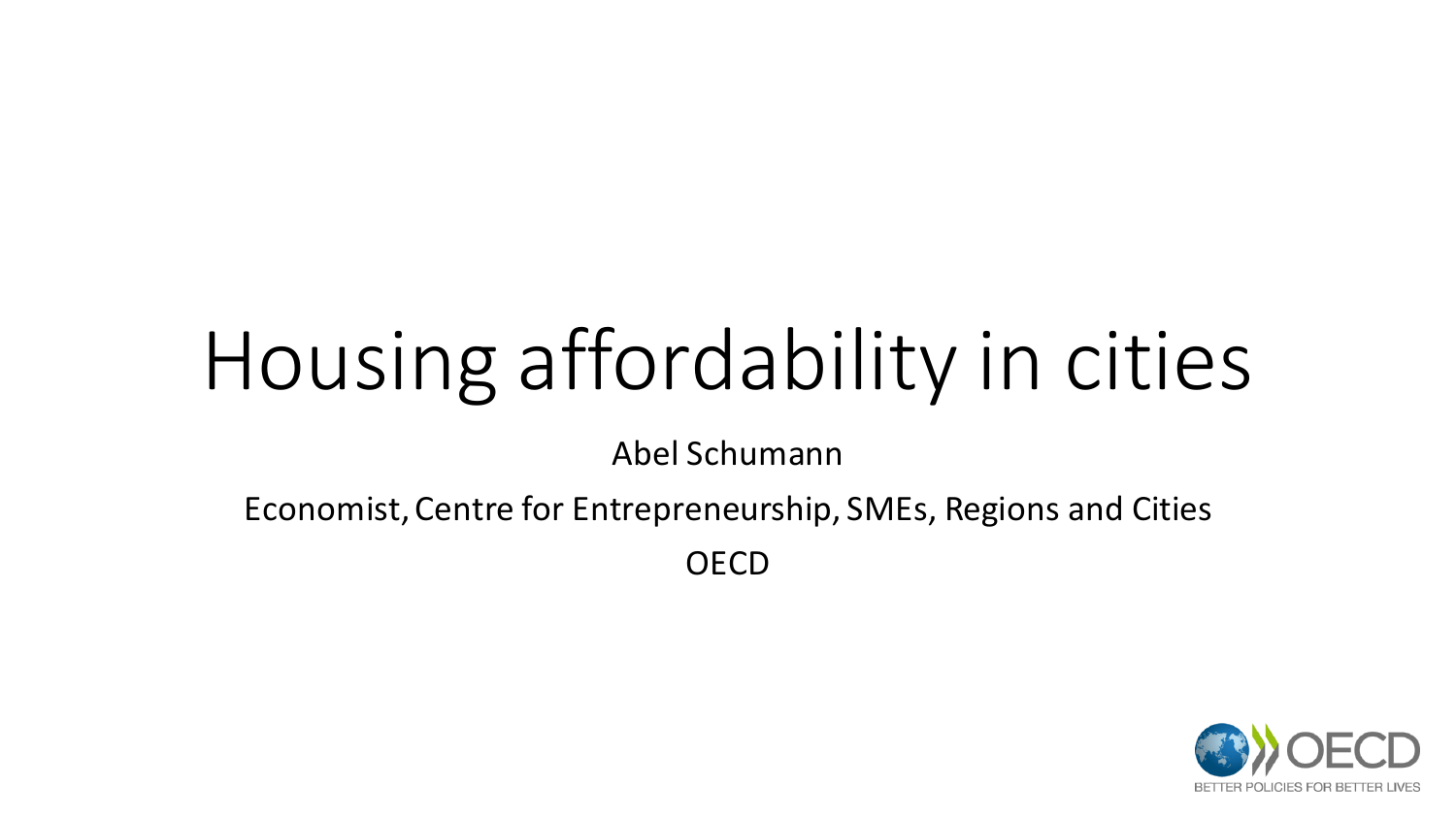# Housing affordability in cities

Abel Schumann

Economist, Centre for Entrepreneurship, SMEs, Regions and Cities

OECD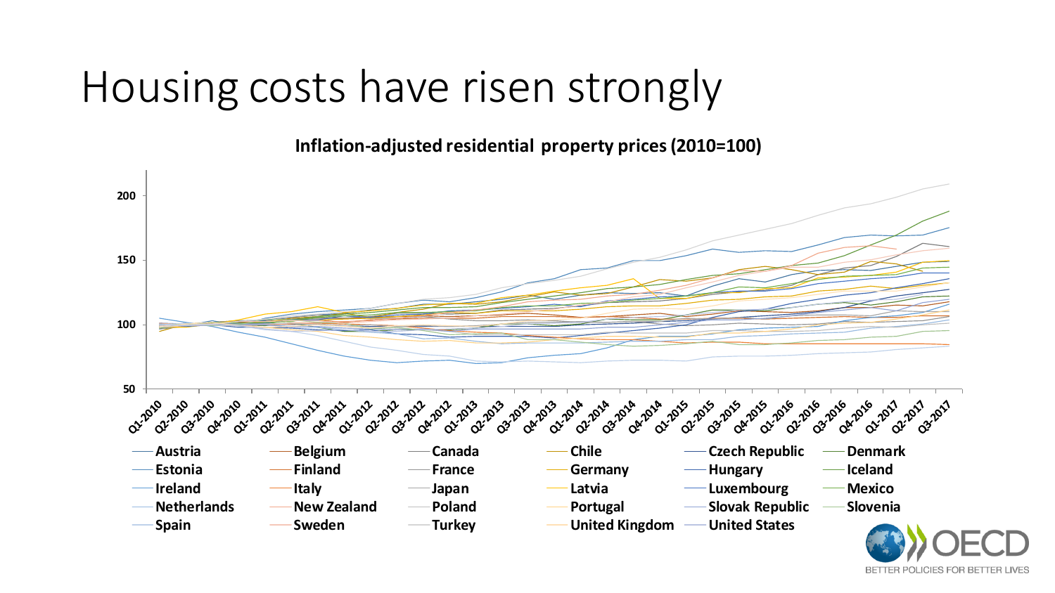# Housing costs have risen strongly

**Inflation-adjusted residential property prices (2010=100)**

Austria, Belgium, Canada, Chile, Czech Republic, Denmark, Estonia, Finland, France, Germany, Hungary, Iceland, Ireland, Italy, Japan, Latvia, Luxembourg, Mexico, Netherlands, New Zealand, Poland, Portugal, Slovak Republic, Slovenia, Spain, Sweden, Turkey, United Kingdom, United States

OECD
BETTER POLICIES FOR BETTER LIVES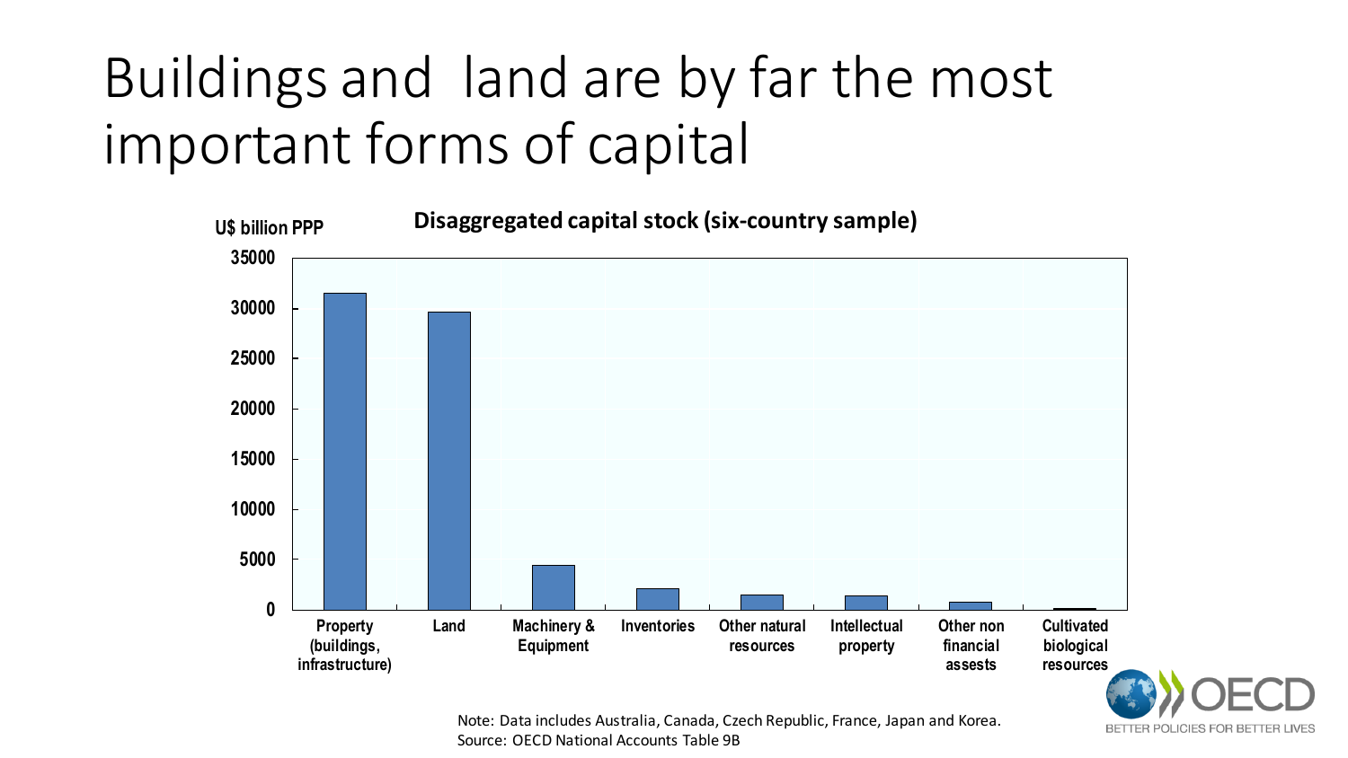# Buildings and land are by far the most important forms of capital

**Disaggregated capital stock (six-country sample)**

U$ billion PPP

| Category | Approx. value (U$ billion PPP) |
|---|---|
| Property (buildings, infrastructure) | ~31500 |
| Land | ~29600 |
| Machinery & Equipment | ~4400 |
| Inventories | ~2100 |
| Other natural resources | ~1500 |
| Intellectual property | ~1400 |
| Other non financial assests | ~800 |
| Cultivated biological resources | ~200 |

Note: Data includes Australia, Canada, Czech Republic, France, Japan and Korea.
Source: OECD National Accounts Table 9B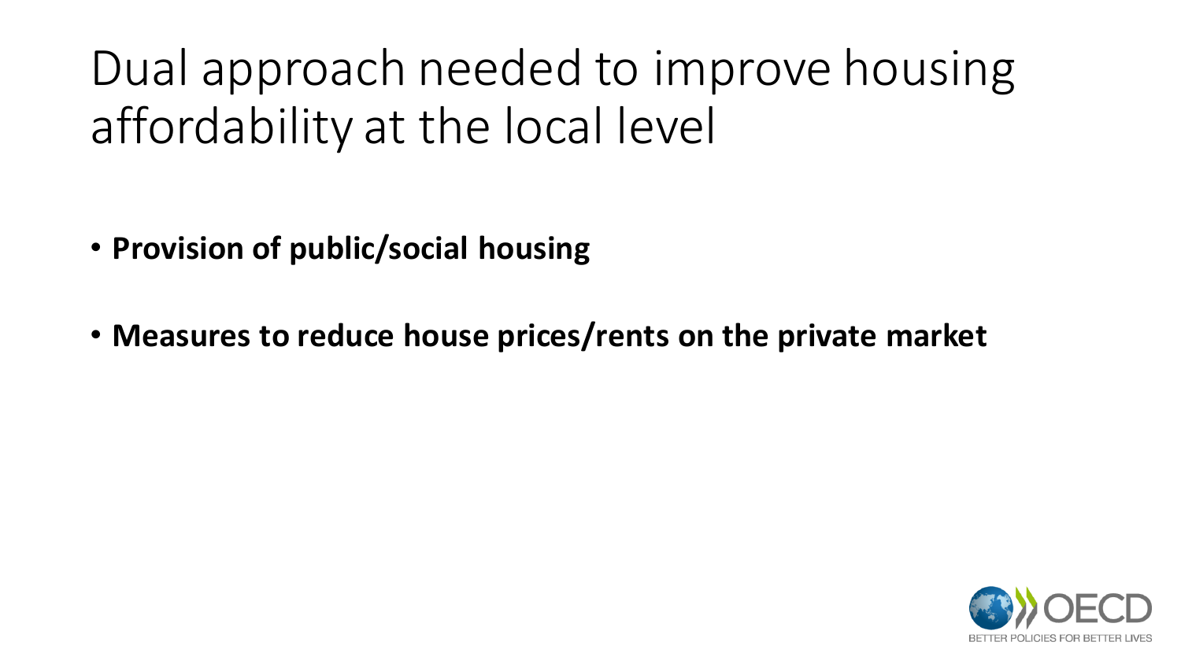# Dual approach needed to improve housing affordability at the local level

- **Provision of public/social housing**
- **Measures to reduce house prices/rents on the private market**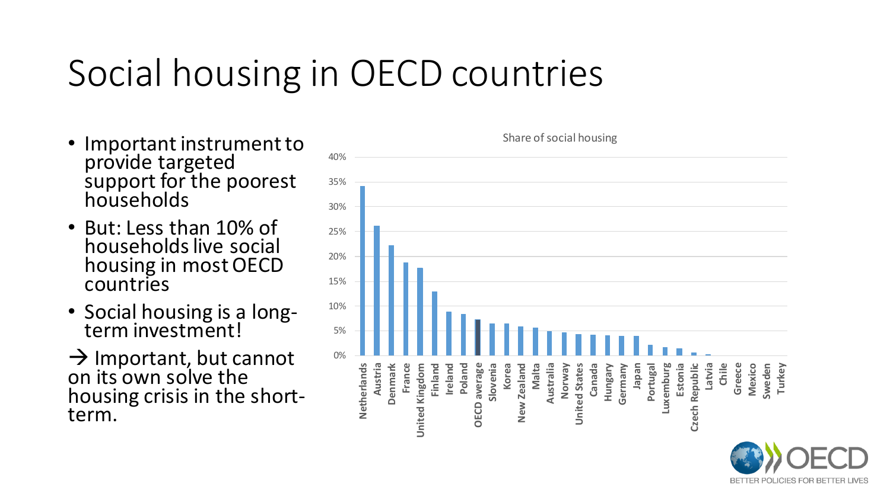# Social housing in OECD countries

- Important instrument to provide targeted support for the poorest households
- But: Less than 10% of households live social housing in most OECD countries
- Social housing is a long-term investment!

→ Important, but cannot on its own solve the housing crisis in the short-term.

Share of social housing

| Country | Share of social housing |
|---|---|
| Netherlands | ~34% |
| Austria | ~26% |
| Denmark | ~22% |
| France | ~19% |
| United Kingdom | ~18% |
| Finland | ~13% |
| Ireland | ~9% |
| Poland | ~8% |
| OECD average | ~7% |
| Slovenia | ~6.5% |
| Korea | ~6.5% |
| New Zealand | ~6% |
| Malta | ~5.5% |
| Australia | ~5% |
| Norway | ~4.5% |
| United States | ~4.5% |
| Canada | ~4% |
| Hungary | ~4% |
| Germany | ~4% |
| Japan | ~4% |
| Portugal | ~2% |
| Luxemburg | ~1.5% |
| Estonia | ~1.5% |
| Czech Republic | ~0.5% |
| Latvia | ~0.2% |
| Chile | 0% |
| Greece | 0% |
| Mexico | 0% |
| Sweden | 0% |
| Turkey | 0% |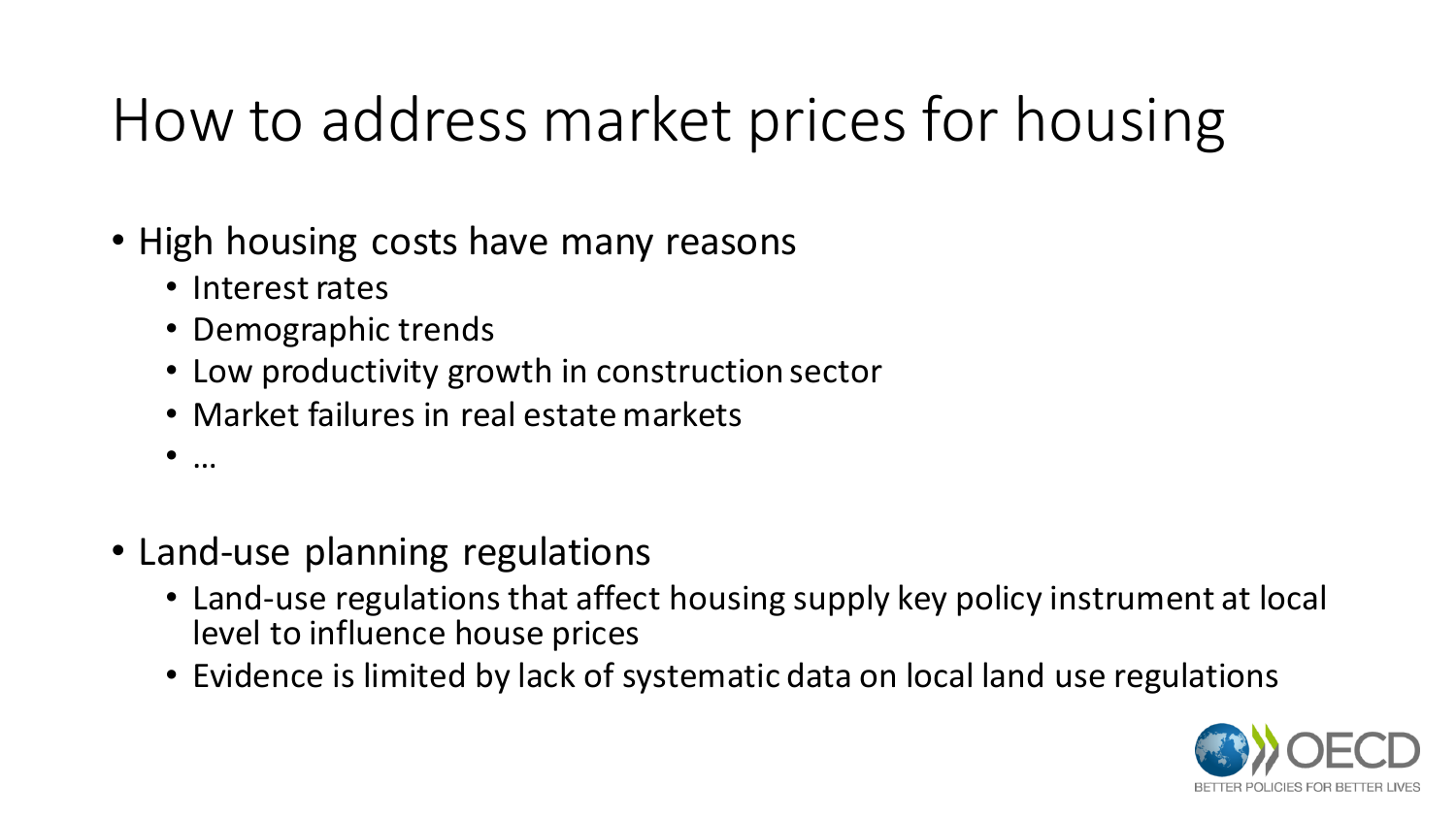# How to address market prices for housing

- High housing costs have many reasons
  - Interest rates
  - Demographic trends
  - Low productivity growth in construction sector
  - Market failures in real estate markets
  - …
- Land-use planning regulations
  - Land-use regulations that affect housing supply key policy instrument at local level to influence house prices
  - Evidence is limited by lack of systematic data on local land use regulations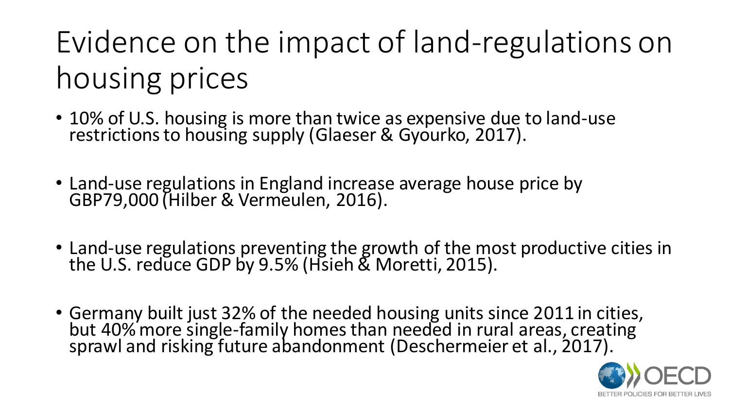# Evidence on the impact of land-regulations on housing prices

- 10% of U.S. housing is more than twice as expensive due to land-use restrictions to housing supply (Glaeser & Gyourko, 2017).
- Land-use regulations in England increase average house price by GBP79,000 (Hilber & Vermeulen, 2016).
- Land-use regulations preventing the growth of the most productive cities in the U.S. reduce GDP by 9.5% (Hsieh & Moretti, 2015).
- Germany built just 32% of the needed housing units since 2011 in cities, but 40% more single-family homes than needed in rural areas, creating sprawl and risking future abandonment (Deschermeier et al., 2017).

OECD BETTER POLICIES FOR BETTER LIVES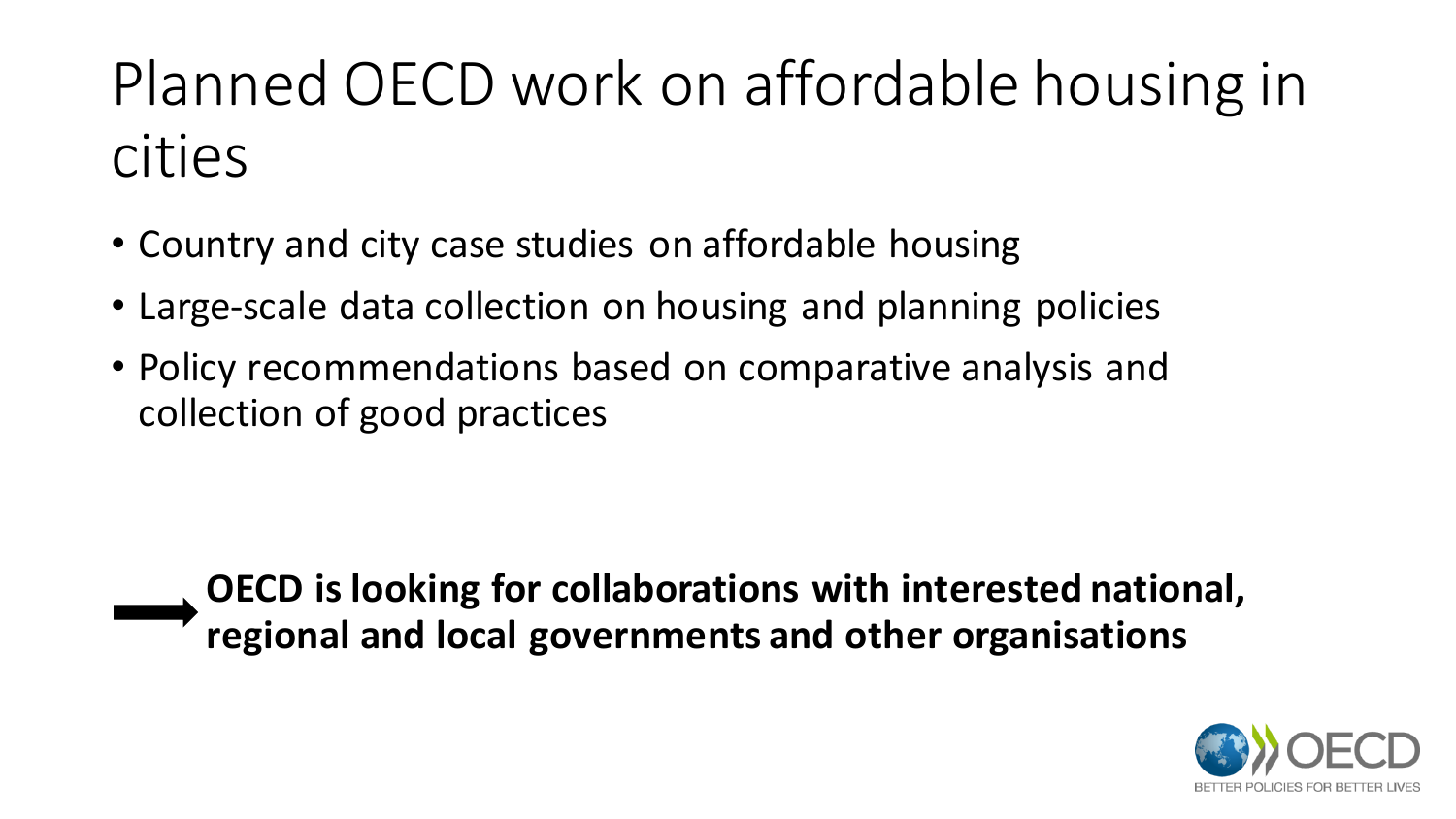# Planned OECD work on affordable housing in cities

- Country and city case studies on affordable housing
- Large-scale data collection on housing and planning policies
- Policy recommendations based on comparative analysis and collection of good practices

➡ **OECD is looking for collaborations with interested national, regional and local governments and other organisations**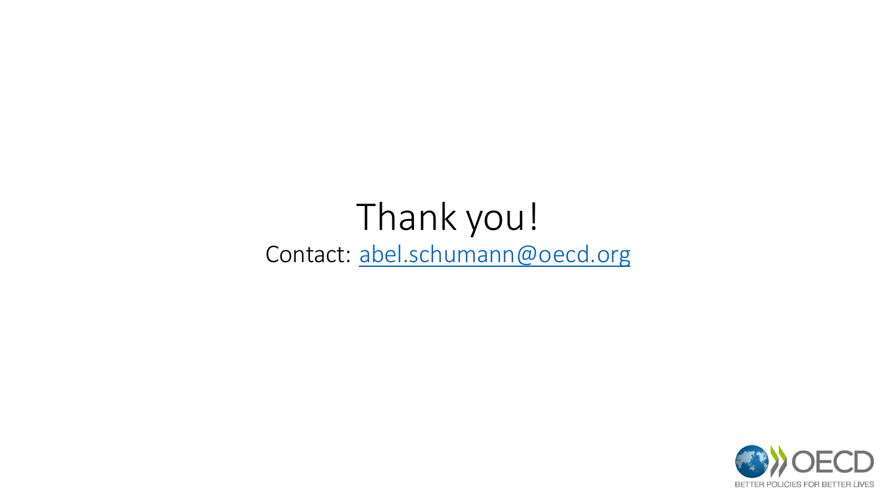# Thank you!

Contact: [abel.schumann@oecd.org](mailto:abel.schumann@oecd.org)

OECD

BETTER POLICIES FOR BETTER LIVES